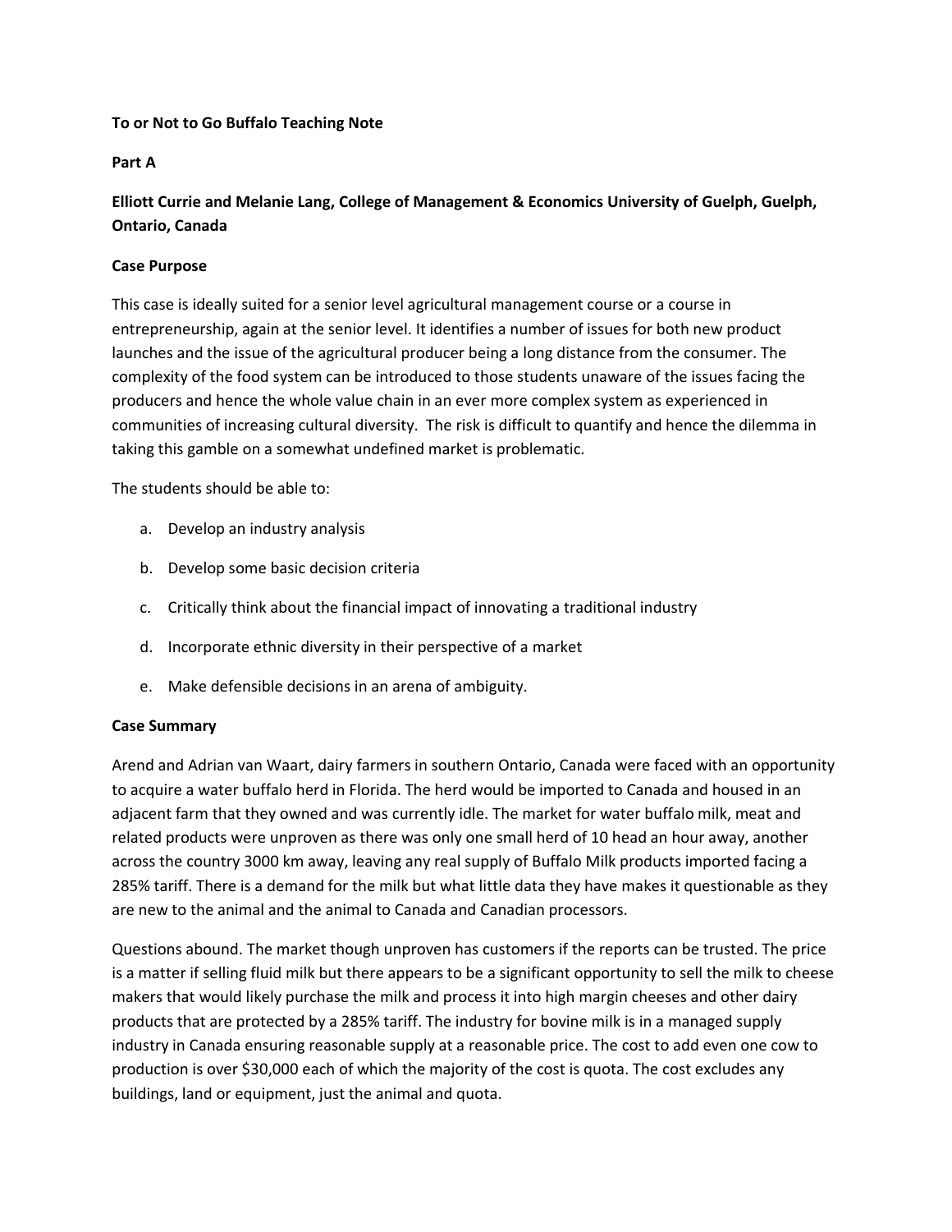**To or Not to Go Buffalo Teaching Note**

**Part A**

**Elliott Currie and Melanie Lang, College of Management & Economics University of Guelph, Guelph, Ontario, Canada**

**Case Purpose**

This case is ideally suited for a senior level agricultural management course or a course in entrepreneurship, again at the senior level. It identifies a number of issues for both new product launches and the issue of the agricultural producer being a long distance from the consumer. The complexity of the food system can be introduced to those students unaware of the issues facing the producers and hence the whole value chain in an ever more complex system as experienced in communities of increasing cultural diversity. The risk is difficult to quantify and hence the dilemma in taking this gamble on a somewhat undefined market is problematic.

The students should be able to:

a. Develop an industry analysis
b. Develop some basic decision criteria
c. Critically think about the financial impact of innovating a traditional industry
d. Incorporate ethnic diversity in their perspective of a market
e. Make defensible decisions in an arena of ambiguity.

**Case Summary**

Arend and Adrian van Waart, dairy farmers in southern Ontario, Canada were faced with an opportunity to acquire a water buffalo herd in Florida. The herd would be imported to Canada and housed in an adjacent farm that they owned and was currently idle. The market for water buffalo milk, meat and related products were unproven as there was only one small herd of 10 head an hour away, another across the country 3000 km away, leaving any real supply of Buffalo Milk products imported facing a 285% tariff. There is a demand for the milk but what little data they have makes it questionable as they are new to the animal and the animal to Canada and Canadian processors.

Questions abound. The market though unproven has customers if the reports can be trusted. The price is a matter if selling fluid milk but there appears to be a significant opportunity to sell the milk to cheese makers that would likely purchase the milk and process it into high margin cheeses and other dairy products that are protected by a 285% tariff. The industry for bovine milk is in a managed supply industry in Canada ensuring reasonable supply at a reasonable price. The cost to add even one cow to production is over $30,000 each of which the majority of the cost is quota. The cost excludes any buildings, land or equipment, just the animal and quota.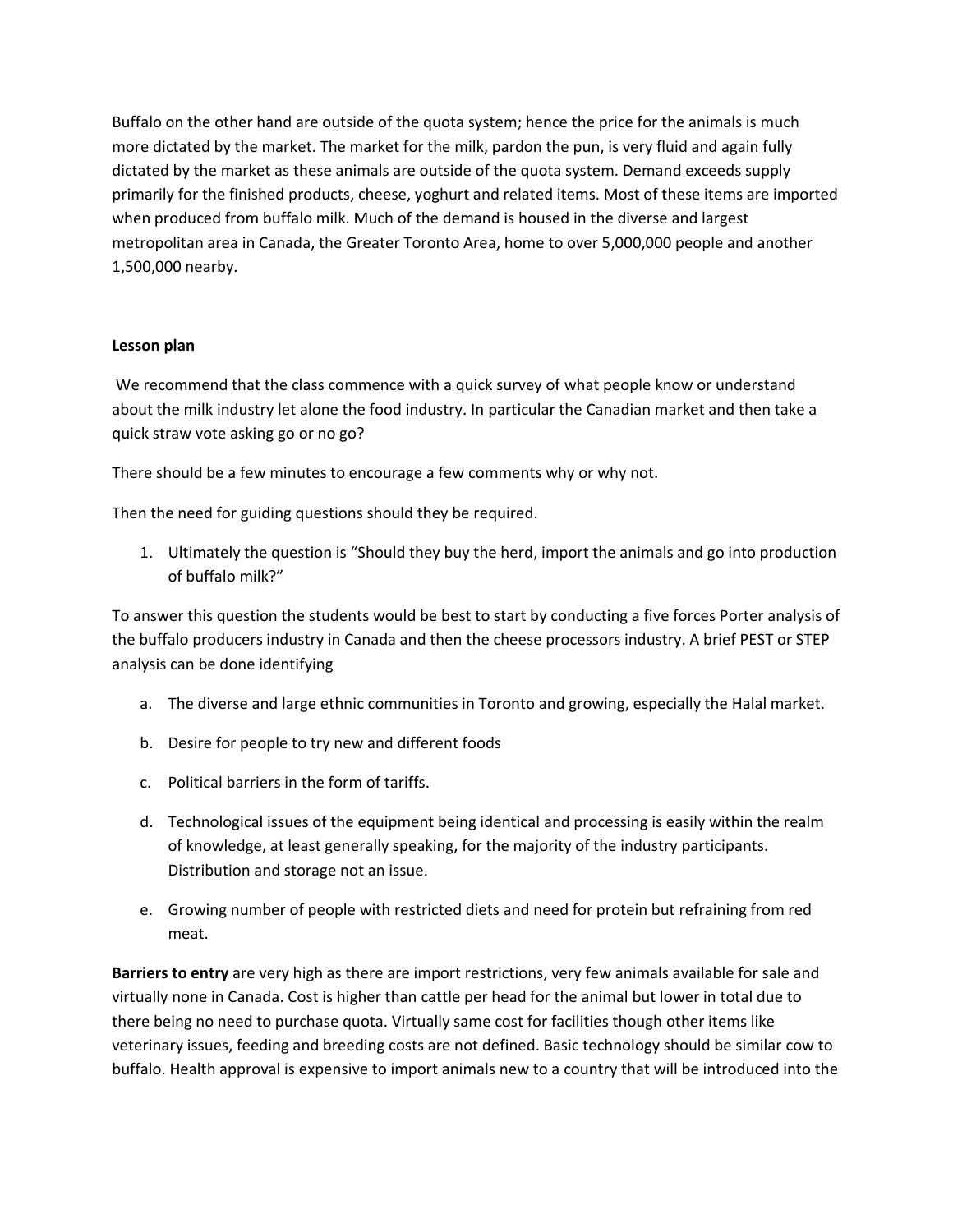Buffalo on the other hand are outside of the quota system; hence the price for the animals is much more dictated by the market. The market for the milk, pardon the pun, is very fluid and again fully dictated by the market as these animals are outside of the quota system. Demand exceeds supply primarily for the finished products, cheese, yoghurt and related items. Most of these items are imported when produced from buffalo milk. Much of the demand is housed in the diverse and largest metropolitan area in Canada, the Greater Toronto Area, home to over 5,000,000 people and another 1,500,000 nearby.

**Lesson plan**

We recommend that the class commence with a quick survey of what people know or understand about the milk industry let alone the food industry. In particular the Canadian market and then take a quick straw vote asking go or no go?

There should be a few minutes to encourage a few comments why or why not.

Then the need for guiding questions should they be required.

1. Ultimately the question is "Should they buy the herd, import the animals and go into production of buffalo milk?"

To answer this question the students would be best to start by conducting a five forces Porter analysis of the buffalo producers industry in Canada and then the cheese processors industry. A brief PEST or STEP analysis can be done identifying

a. The diverse and large ethnic communities in Toronto and growing, especially the Halal market.
b. Desire for people to try new and different foods
c. Political barriers in the form of tariffs.
d. Technological issues of the equipment being identical and processing is easily within the realm of knowledge, at least generally speaking, for the majority of the industry participants. Distribution and storage not an issue.
e. Growing number of people with restricted diets and need for protein but refraining from red meat.

**Barriers to entry** are very high as there are import restrictions, very few animals available for sale and virtually none in Canada. Cost is higher than cattle per head for the animal but lower in total due to there being no need to purchase quota. Virtually same cost for facilities though other items like veterinary issues, feeding and breeding costs are not defined. Basic technology should be similar cow to buffalo. Health approval is expensive to import animals new to a country that will be introduced into the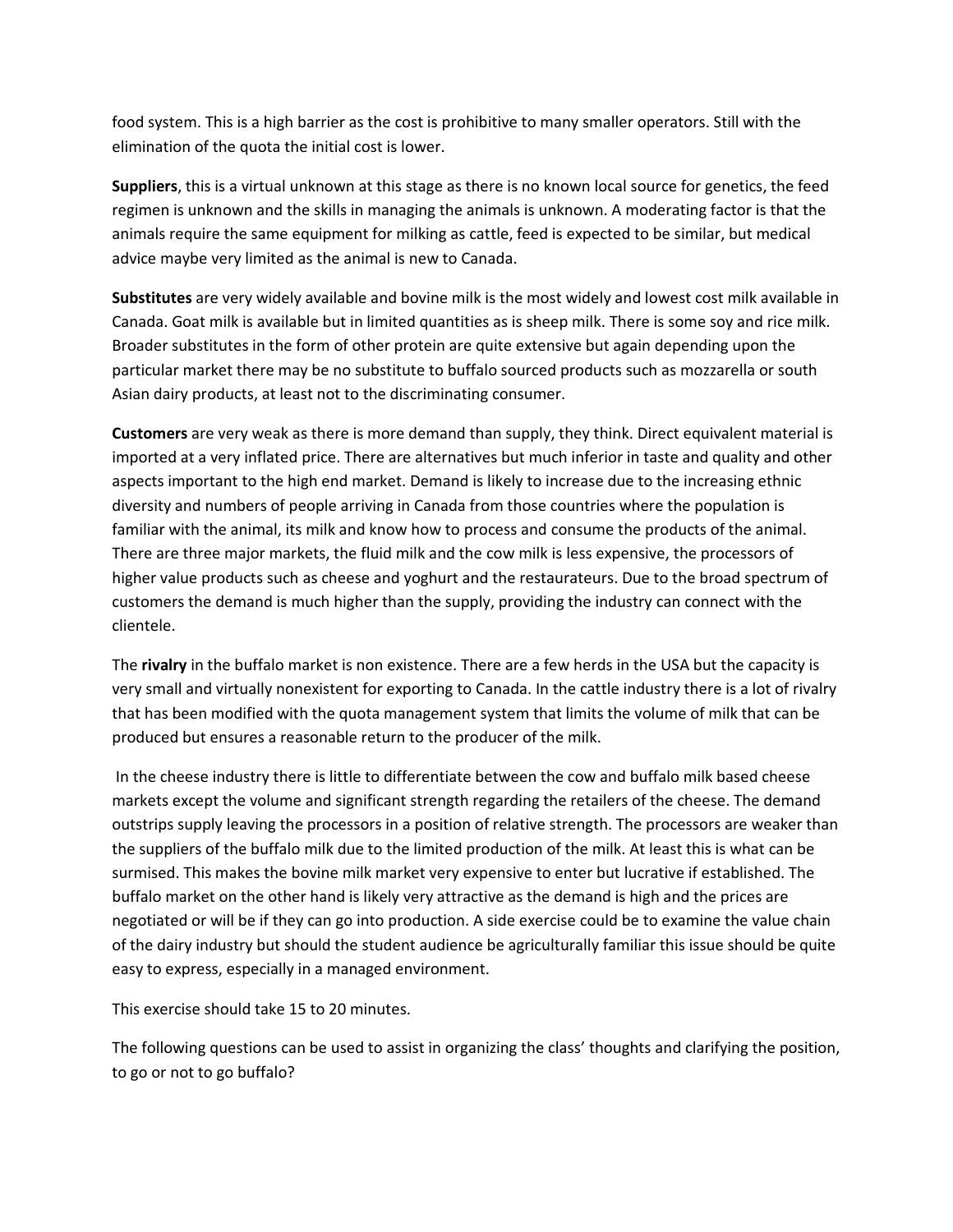food system. This is a high barrier as the cost is prohibitive to many smaller operators. Still with the elimination of the quota the initial cost is lower.

**Suppliers**, this is a virtual unknown at this stage as there is no known local source for genetics, the feed regimen is unknown and the skills in managing the animals is unknown. A moderating factor is that the animals require the same equipment for milking as cattle, feed is expected to be similar, but medical advice maybe very limited as the animal is new to Canada.

**Substitutes** are very widely available and bovine milk is the most widely and lowest cost milk available in Canada. Goat milk is available but in limited quantities as is sheep milk. There is some soy and rice milk. Broader substitutes in the form of other protein are quite extensive but again depending upon the particular market there may be no substitute to buffalo sourced products such as mozzarella or south Asian dairy products, at least not to the discriminating consumer.

**Customers** are very weak as there is more demand than supply, they think. Direct equivalent material is imported at a very inflated price. There are alternatives but much inferior in taste and quality and other aspects important to the high end market. Demand is likely to increase due to the increasing ethnic diversity and numbers of people arriving in Canada from those countries where the population is familiar with the animal, its milk and know how to process and consume the products of the animal. There are three major markets, the fluid milk and the cow milk is less expensive, the processors of higher value products such as cheese and yoghurt and the restaurateurs. Due to the broad spectrum of customers the demand is much higher than the supply, providing the industry can connect with the clientele.

The **rivalry** in the buffalo market is non existence. There are a few herds in the USA but the capacity is very small and virtually nonexistent for exporting to Canada. In the cattle industry there is a lot of rivalry that has been modified with the quota management system that limits the volume of milk that can be produced but ensures a reasonable return to the producer of the milk.

In the cheese industry there is little to differentiate between the cow and buffalo milk based cheese markets except the volume and significant strength regarding the retailers of the cheese. The demand outstrips supply leaving the processors in a position of relative strength. The processors are weaker than the suppliers of the buffalo milk due to the limited production of the milk. At least this is what can be surmised. This makes the bovine milk market very expensive to enter but lucrative if established. The buffalo market on the other hand is likely very attractive as the demand is high and the prices are negotiated or will be if they can go into production. A side exercise could be to examine the value chain of the dairy industry but should the student audience be agriculturally familiar this issue should be quite easy to express, especially in a managed environment.

This exercise should take 15 to 20 minutes.

The following questions can be used to assist in organizing the class' thoughts and clarifying the position, to go or not to go buffalo?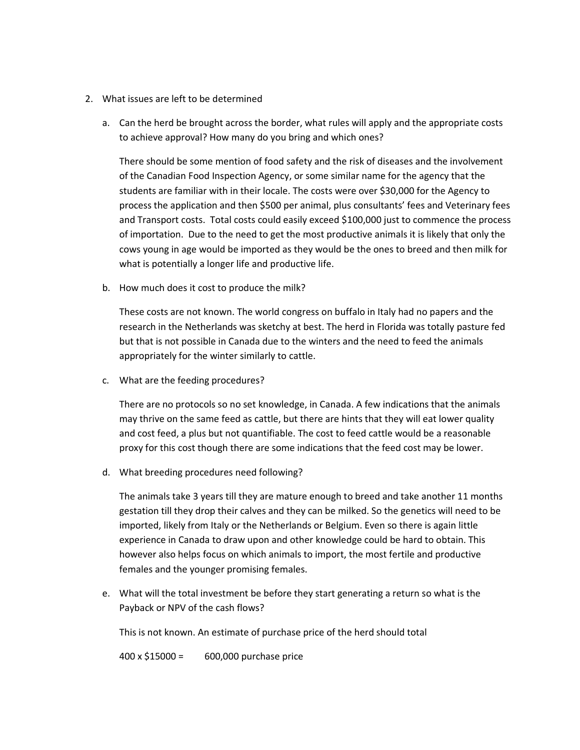2. What issues are left to be determined

   a. Can the herd be brought across the border, what rules will apply and the appropriate costs to achieve approval? How many do you bring and which ones?

      There should be some mention of food safety and the risk of diseases and the involvement of the Canadian Food Inspection Agency, or some similar name for the agency that the students are familiar with in their locale. The costs were over $30,000 for the Agency to process the application and then $500 per animal, plus consultants' fees and Veterinary fees and Transport costs. Total costs could easily exceed $100,000 just to commence the process of importation. Due to the need to get the most productive animals it is likely that only the cows young in age would be imported as they would be the ones to breed and then milk for what is potentially a longer life and productive life.

   b. How much does it cost to produce the milk?

      These costs are not known. The world congress on buffalo in Italy had no papers and the research in the Netherlands was sketchy at best. The herd in Florida was totally pasture fed but that is not possible in Canada due to the winters and the need to feed the animals appropriately for the winter similarly to cattle.

   c. What are the feeding procedures?

      There are no protocols so no set knowledge, in Canada. A few indications that the animals may thrive on the same feed as cattle, but there are hints that they will eat lower quality and cost feed, a plus but not quantifiable. The cost to feed cattle would be a reasonable proxy for this cost though there are some indications that the feed cost may be lower.

   d. What breeding procedures need following?

      The animals take 3 years till they are mature enough to breed and take another 11 months gestation till they drop their calves and they can be milked. So the genetics will need to be imported, likely from Italy or the Netherlands or Belgium. Even so there is again little experience in Canada to draw upon and other knowledge could be hard to obtain. This however also helps focus on which animals to import, the most fertile and productive females and the younger promising females.

   e. What will the total investment be before they start generating a return so what is the Payback or NPV of the cash flows?

      This is not known. An estimate of purchase price of the herd should total

      400 x $15000 = 600,000 purchase price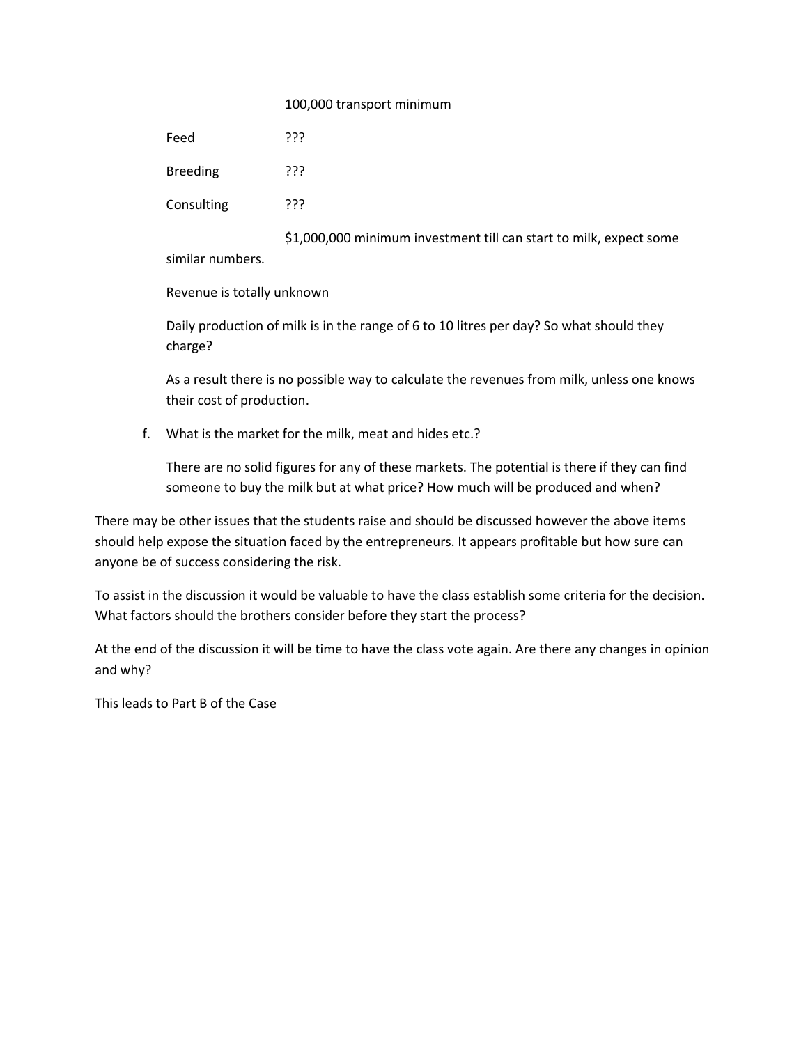100,000 transport minimum

Feed ???

Breeding ???

Consulting ???

$1,000,000 minimum investment till can start to milk, expect some similar numbers.

Revenue is totally unknown

Daily production of milk is in the range of 6 to 10 litres per day? So what should they charge?

As a result there is no possible way to calculate the revenues from milk, unless one knows their cost of production.

f. What is the market for the milk, meat and hides etc.?

   There are no solid figures for any of these markets. The potential is there if they can find someone to buy the milk but at what price? How much will be produced and when?

There may be other issues that the students raise and should be discussed however the above items should help expose the situation faced by the entrepreneurs. It appears profitable but how sure can anyone be of success considering the risk.

To assist in the discussion it would be valuable to have the class establish some criteria for the decision. What factors should the brothers consider before they start the process?

At the end of the discussion it will be time to have the class vote again. Are there any changes in opinion and why?

This leads to Part B of the Case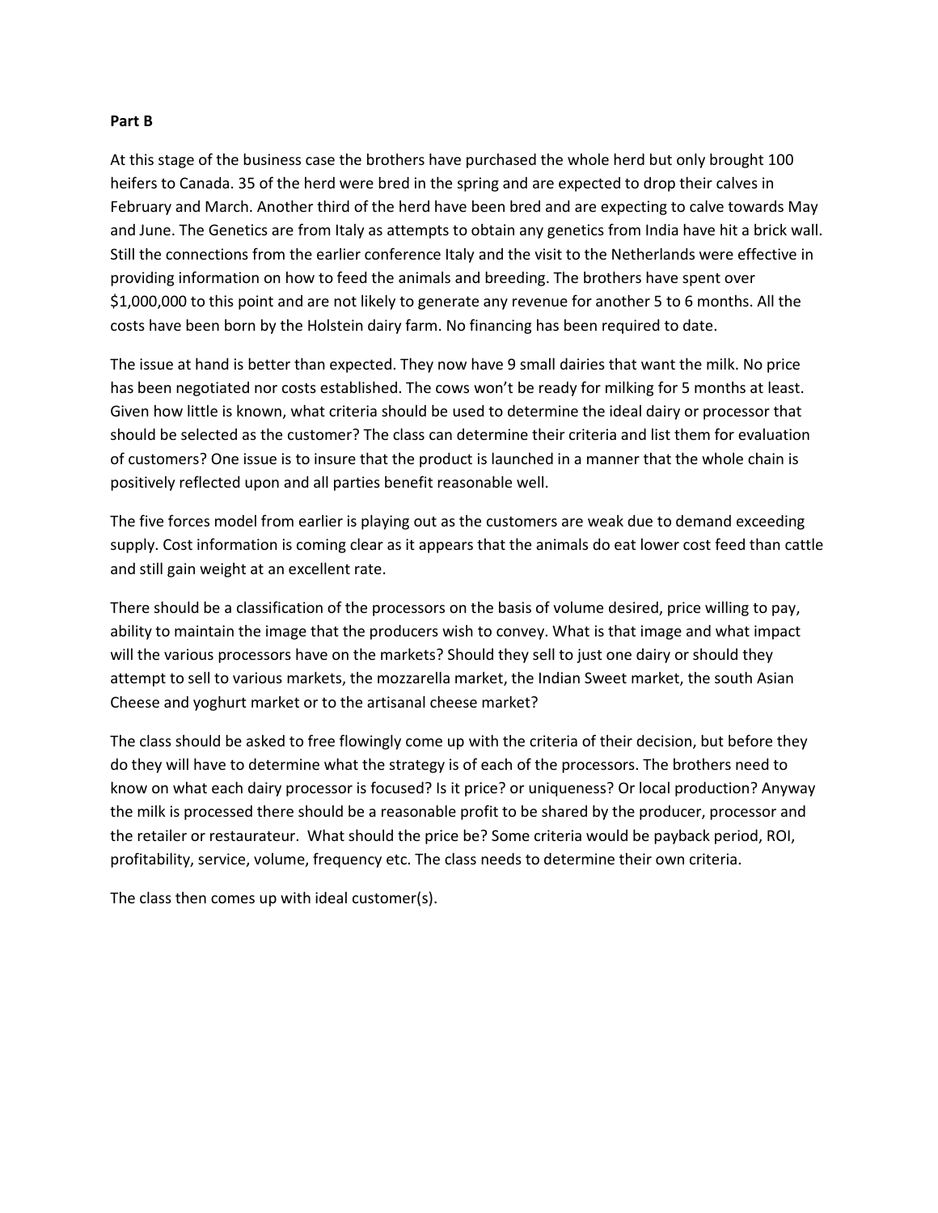**Part B**

At this stage of the business case the brothers have purchased the whole herd but only brought 100 heifers to Canada. 35 of the herd were bred in the spring and are expected to drop their calves in February and March. Another third of the herd have been bred and are expecting to calve towards May and June. The Genetics are from Italy as attempts to obtain any genetics from India have hit a brick wall. Still the connections from the earlier conference Italy and the visit to the Netherlands were effective in providing information on how to feed the animals and breeding. The brothers have spent over $1,000,000 to this point and are not likely to generate any revenue for another 5 to 6 months. All the costs have been born by the Holstein dairy farm. No financing has been required to date.

The issue at hand is better than expected. They now have 9 small dairies that want the milk. No price has been negotiated nor costs established. The cows won't be ready for milking for 5 months at least. Given how little is known, what criteria should be used to determine the ideal dairy or processor that should be selected as the customer? The class can determine their criteria and list them for evaluation of customers? One issue is to insure that the product is launched in a manner that the whole chain is positively reflected upon and all parties benefit reasonable well.

The five forces model from earlier is playing out as the customers are weak due to demand exceeding supply. Cost information is coming clear as it appears that the animals do eat lower cost feed than cattle and still gain weight at an excellent rate.

There should be a classification of the processors on the basis of volume desired, price willing to pay, ability to maintain the image that the producers wish to convey. What is that image and what impact will the various processors have on the markets? Should they sell to just one dairy or should they attempt to sell to various markets, the mozzarella market, the Indian Sweet market, the south Asian Cheese and yoghurt market or to the artisanal cheese market?

The class should be asked to free flowingly come up with the criteria of their decision, but before they do they will have to determine what the strategy is of each of the processors. The brothers need to know on what each dairy processor is focused? Is it price? or uniqueness? Or local production? Anyway the milk is processed there should be a reasonable profit to be shared by the producer, processor and the retailer or restaurateur. What should the price be? Some criteria would be payback period, ROI, profitability, service, volume, frequency etc. The class needs to determine their own criteria.

The class then comes up with ideal customer(s).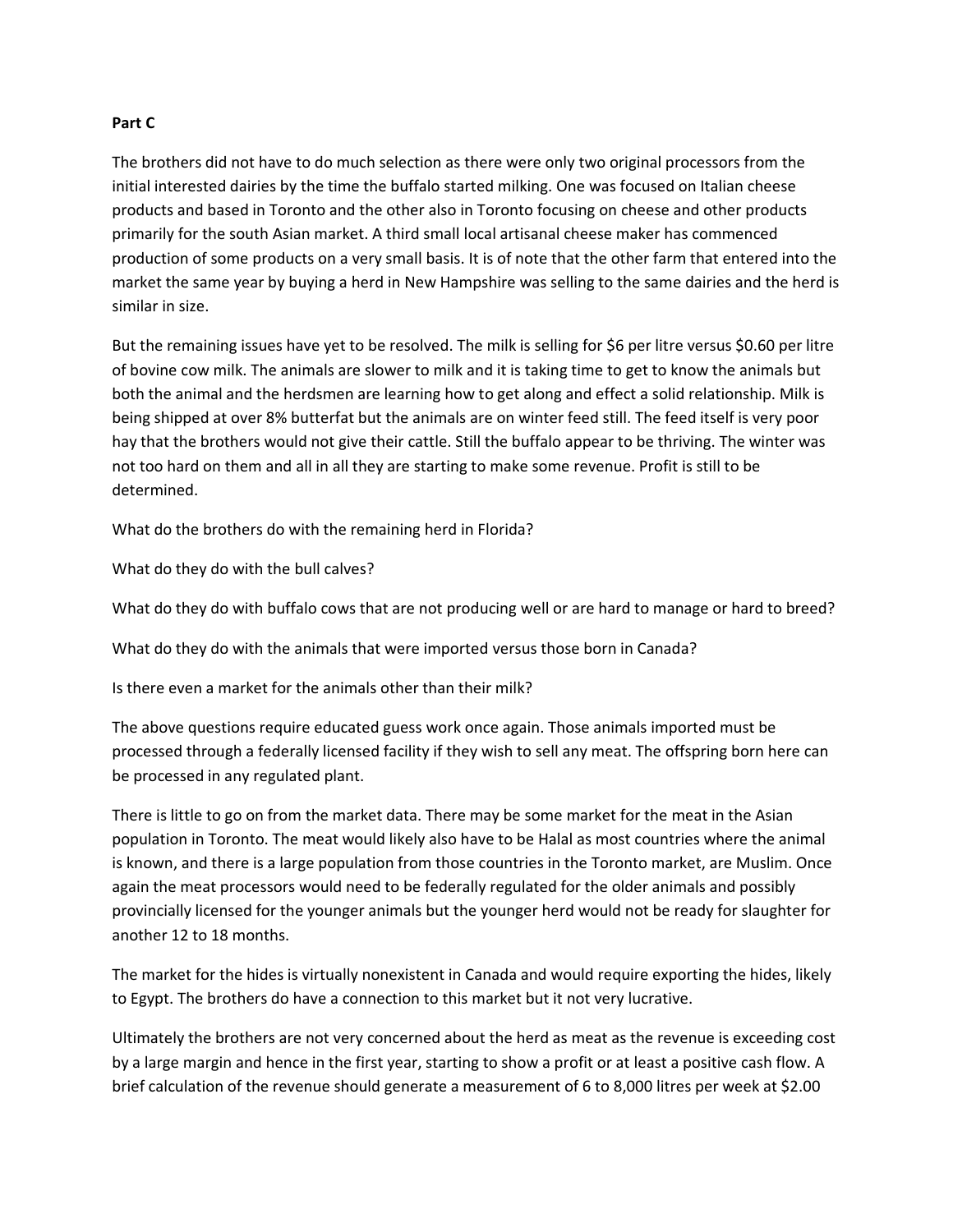**Part C**

The brothers did not have to do much selection as there were only two original processors from the initial interested dairies by the time the buffalo started milking. One was focused on Italian cheese products and based in Toronto and the other also in Toronto focusing on cheese and other products primarily for the south Asian market. A third small local artisanal cheese maker has commenced production of some products on a very small basis. It is of note that the other farm that entered into the market the same year by buying a herd in New Hampshire was selling to the same dairies and the herd is similar in size.

But the remaining issues have yet to be resolved. The milk is selling for $6 per litre versus $0.60 per litre of bovine cow milk. The animals are slower to milk and it is taking time to get to know the animals but both the animal and the herdsmen are learning how to get along and effect a solid relationship. Milk is being shipped at over 8% butterfat but the animals are on winter feed still. The feed itself is very poor hay that the brothers would not give their cattle. Still the buffalo appear to be thriving. The winter was not too hard on them and all in all they are starting to make some revenue. Profit is still to be determined.

What do the brothers do with the remaining herd in Florida?

What do they do with the bull calves?

What do they do with buffalo cows that are not producing well or are hard to manage or hard to breed?

What do they do with the animals that were imported versus those born in Canada?

Is there even a market for the animals other than their milk?

The above questions require educated guess work once again. Those animals imported must be processed through a federally licensed facility if they wish to sell any meat. The offspring born here can be processed in any regulated plant.

There is little to go on from the market data. There may be some market for the meat in the Asian population in Toronto. The meat would likely also have to be Halal as most countries where the animal is known, and there is a large population from those countries in the Toronto market, are Muslim. Once again the meat processors would need to be federally regulated for the older animals and possibly provincially licensed for the younger animals but the younger herd would not be ready for slaughter for another 12 to 18 months.

The market for the hides is virtually nonexistent in Canada and would require exporting the hides, likely to Egypt. The brothers do have a connection to this market but it not very lucrative.

Ultimately the brothers are not very concerned about the herd as meat as the revenue is exceeding cost by a large margin and hence in the first year, starting to show a profit or at least a positive cash flow. A brief calculation of the revenue should generate a measurement of 6 to 8,000 litres per week at $2.00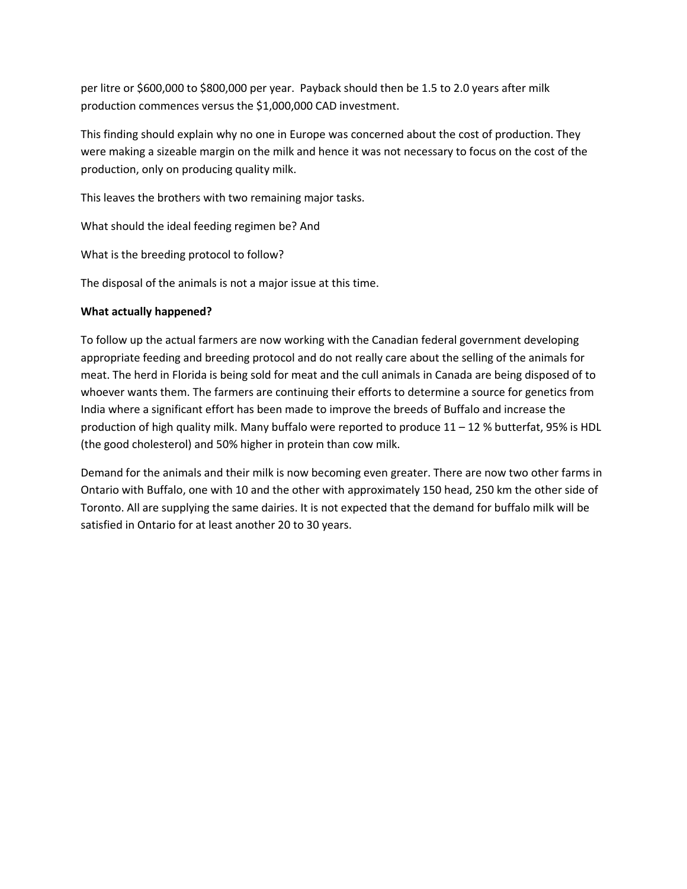per litre or $600,000 to $800,000 per year. Payback should then be 1.5 to 2.0 years after milk production commences versus the $1,000,000 CAD investment.

This finding should explain why no one in Europe was concerned about the cost of production. They were making a sizeable margin on the milk and hence it was not necessary to focus on the cost of the production, only on producing quality milk.

This leaves the brothers with two remaining major tasks.

What should the ideal feeding regimen be? And

What is the breeding protocol to follow?

The disposal of the animals is not a major issue at this time.

**What actually happened?**

To follow up the actual farmers are now working with the Canadian federal government developing appropriate feeding and breeding protocol and do not really care about the selling of the animals for meat. The herd in Florida is being sold for meat and the cull animals in Canada are being disposed of to whoever wants them. The farmers are continuing their efforts to determine a source for genetics from India where a significant effort has been made to improve the breeds of Buffalo and increase the production of high quality milk. Many buffalo were reported to produce 11 – 12 % butterfat, 95% is HDL (the good cholesterol) and 50% higher in protein than cow milk.

Demand for the animals and their milk is now becoming even greater. There are now two other farms in Ontario with Buffalo, one with 10 and the other with approximately 150 head, 250 km the other side of Toronto. All are supplying the same dairies. It is not expected that the demand for buffalo milk will be satisfied in Ontario for at least another 20 to 30 years.